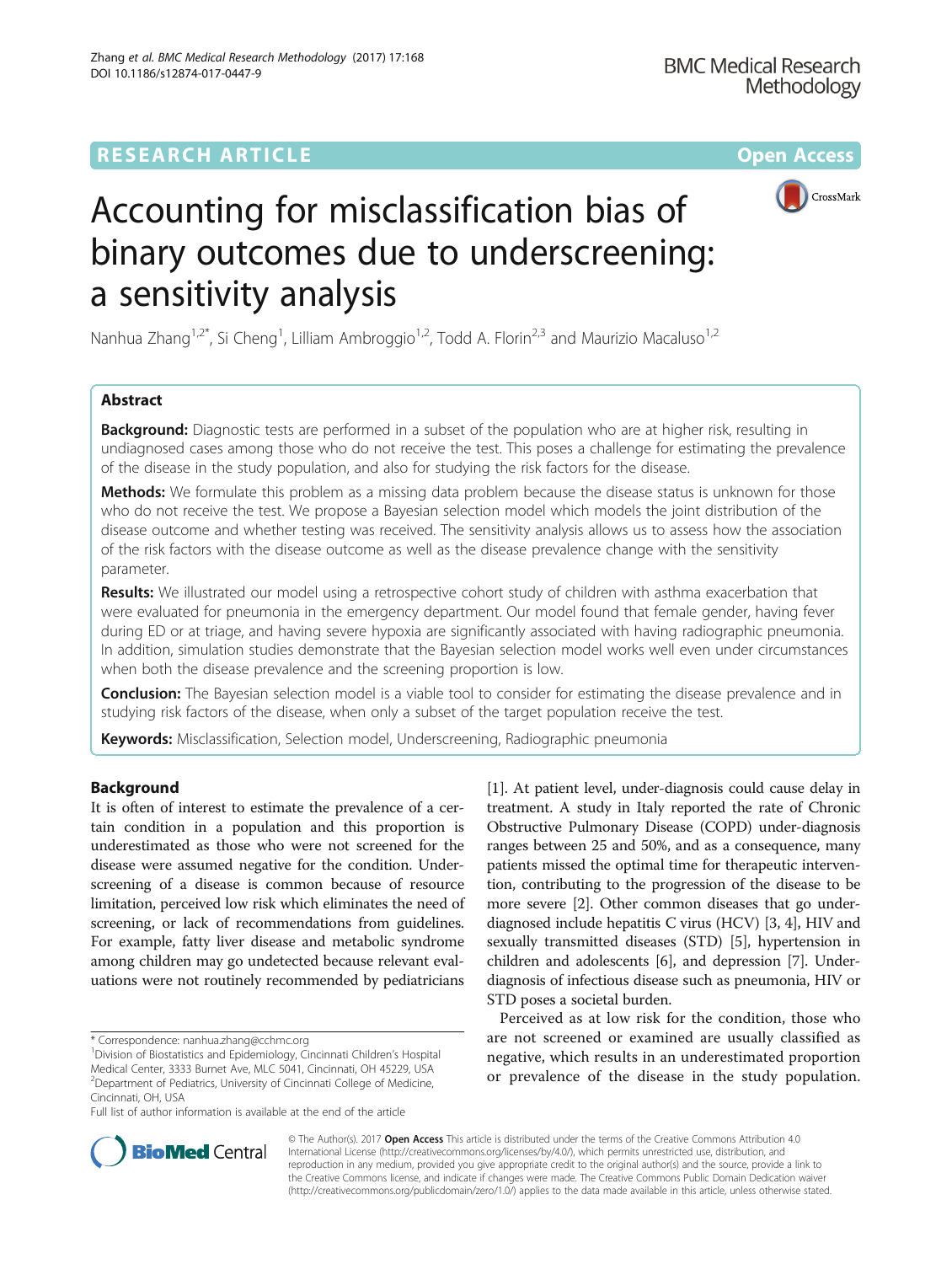RESEARCH ARTICLE

Open Access

# Accounting for misclassification bias of binary outcomes due to underscreening: a sensitivity analysis

Nanhua Zhang[1,2*], Si Cheng[1], Lilliam Ambroggio[1,2], Todd A. Florin[2,3] and Maurizio Macaluso[1,2]

## Abstract

**Background:** Diagnostic tests are performed in a subset of the population who are at higher risk, resulting in undiagnosed cases among those who do not receive the test. This poses a challenge for estimating the prevalence of the disease in the study population, and also for studying the risk factors for the disease.

**Methods:** We formulate this problem as a missing data problem because the disease status is unknown for those who do not receive the test. We propose a Bayesian selection model which models the joint distribution of the disease outcome and whether testing was received. The sensitivity analysis allows us to assess how the association of the risk factors with the disease outcome as well as the disease prevalence change with the sensitivity parameter.

**Results:** We illustrated our model using a retrospective cohort study of children with asthma exacerbation that were evaluated for pneumonia in the emergency department. Our model found that female gender, having fever during ED or at triage, and having severe hypoxia are significantly associated with having radiographic pneumonia. In addition, simulation studies demonstrate that the Bayesian selection model works well even under circumstances when both the disease prevalence and the screening proportion is low.

**Conclusion:** The Bayesian selection model is a viable tool to consider for estimating the disease prevalence and in studying risk factors of the disease, when only a subset of the target population receive the test.

**Keywords:** Misclassification, Selection model, Underscreening, Radiographic pneumonia

## Background

It is often of interest to estimate the prevalence of a certain condition in a population and this proportion is underestimated as those who were not screened for the disease were assumed negative for the condition. Underscreening of a disease is common because of resource limitation, perceived low risk which eliminates the need of screening, or lack of recommendations from guidelines. For example, fatty liver disease and metabolic syndrome among children may go undetected because relevant evaluations were not routinely recommended by pediatricians [1]. At patient level, under-diagnosis could cause delay in treatment. A study in Italy reported the rate of Chronic Obstructive Pulmonary Disease (COPD) under-diagnosis ranges between 25 and 50%, and as a consequence, many patients missed the optimal time for therapeutic intervention, contributing to the progression of the disease to be more severe [2]. Other common diseases that go under-diagnosed include hepatitis C virus (HCV) [3, 4], HIV and sexually transmitted diseases (STD) [5], hypertension in children and adolescents [6], and depression [7]. Under-diagnosis of infectious disease such as pneumonia, HIV or STD poses a societal burden.

Perceived as at low risk for the condition, those who are not screened or examined are usually classified as negative, which results in an underestimated proportion or prevalence of the disease in the study population.

\* Correspondence: nanhua.zhang@cchmc.org
[1] Division of Biostatistics and Epidemiology, Cincinnati Children's Hospital Medical Center, 3333 Burnet Ave, MLC 5041, Cincinnati, OH 45229, USA
[2] Department of Pediatrics, University of Cincinnati College of Medicine, Cincinnati, OH, USA
Full list of author information is available at the end of the article

© The Author(s). 2017 **Open Access** This article is distributed under the terms of the Creative Commons Attribution 4.0 International License (http://creativecommons.org/licenses/by/4.0/), which permits unrestricted use, distribution, and reproduction in any medium, provided you give appropriate credit to the original author(s) and the source, provide a link to the Creative Commons license, and indicate if changes were made. The Creative Commons Public Domain Dedication waiver (http://creativecommons.org/publicdomain/zero/1.0/) applies to the data made available in this article, unless otherwise stated.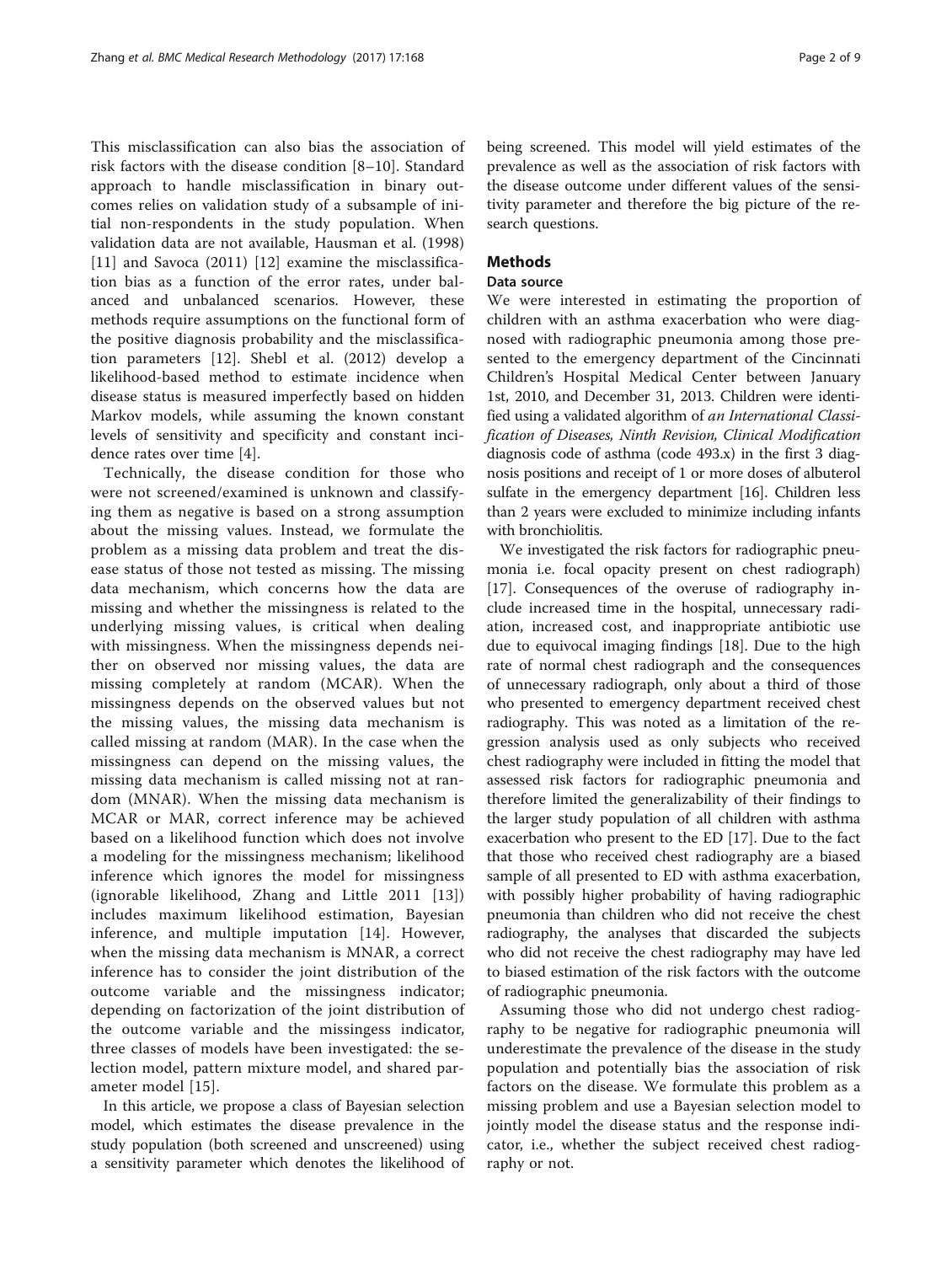This misclassification can also bias the association of risk factors with the disease condition [8–10]. Standard approach to handle misclassification in binary outcomes relies on validation study of a subsample of initial non-respondents in the study population. When validation data are not available, Hausman et al. (1998) [11] and Savoca (2011) [12] examine the misclassification bias as a function of the error rates, under balanced and unbalanced scenarios. However, these methods require assumptions on the functional form of the positive diagnosis probability and the misclassification parameters [12]. Shebl et al. (2012) develop a likelihood-based method to estimate incidence when disease status is measured imperfectly based on hidden Markov models, while assuming the known constant levels of sensitivity and specificity and constant incidence rates over time [4].

Technically, the disease condition for those who were not screened/examined is unknown and classifying them as negative is based on a strong assumption about the missing values. Instead, we formulate the problem as a missing data problem and treat the disease status of those not tested as missing. The missing data mechanism, which concerns how the data are missing and whether the missingness is related to the underlying missing values, is critical when dealing with missingness. When the missingness depends neither on observed nor missing values, the data are missing completely at random (MCAR). When the missingness depends on the observed values but not the missing values, the missing data mechanism is called missing at random (MAR). In the case when the missingness can depend on the missing values, the missing data mechanism is called missing not at random (MNAR). When the missing data mechanism is MCAR or MAR, correct inference may be achieved based on a likelihood function which does not involve a modeling for the missingness mechanism; likelihood inference which ignores the model for missingness (ignorable likelihood, Zhang and Little 2011 [13]) includes maximum likelihood estimation, Bayesian inference, and multiple imputation [14]. However, when the missing data mechanism is MNAR, a correct inference has to consider the joint distribution of the outcome variable and the missingness indicator; depending on factorization of the joint distribution of the outcome variable and the missingess indicator, three classes of models have been investigated: the selection model, pattern mixture model, and shared parameter model [15].

In this article, we propose a class of Bayesian selection model, which estimates the disease prevalence in the study population (both screened and unscreened) using a sensitivity parameter which denotes the likelihood of being screened. This model will yield estimates of the prevalence as well as the association of risk factors with the disease outcome under different values of the sensitivity parameter and therefore the big picture of the research questions.

## Methods

### Data source

We were interested in estimating the proportion of children with an asthma exacerbation who were diagnosed with radiographic pneumonia among those presented to the emergency department of the Cincinnati Children's Hospital Medical Center between January 1st, 2010, and December 31, 2013. Children were identified using a validated algorithm of *an International Classification of Diseases, Ninth Revision, Clinical Modification* diagnosis code of asthma (code 493.x) in the first 3 diagnosis positions and receipt of 1 or more doses of albuterol sulfate in the emergency department [16]. Children less than 2 years were excluded to minimize including infants with bronchiolitis.

We investigated the risk factors for radiographic pneumonia i.e. focal opacity present on chest radiograph) [17]. Consequences of the overuse of radiography include increased time in the hospital, unnecessary radiation, increased cost, and inappropriate antibiotic use due to equivocal imaging findings [18]. Due to the high rate of normal chest radiograph and the consequences of unnecessary radiograph, only about a third of those who presented to emergency department received chest radiography. This was noted as a limitation of the regression analysis used as only subjects who received chest radiography were included in fitting the model that assessed risk factors for radiographic pneumonia and therefore limited the generalizability of their findings to the larger study population of all children with asthma exacerbation who present to the ED [17]. Due to the fact that those who received chest radiography are a biased sample of all presented to ED with asthma exacerbation, with possibly higher probability of having radiographic pneumonia than children who did not receive the chest radiography, the analyses that discarded the subjects who did not receive the chest radiography may have led to biased estimation of the risk factors with the outcome of radiographic pneumonia.

Assuming those who did not undergo chest radiography to be negative for radiographic pneumonia will underestimate the prevalence of the disease in the study population and potentially bias the association of risk factors on the disease. We formulate this problem as a missing problem and use a Bayesian selection model to jointly model the disease status and the response indicator, i.e., whether the subject received chest radiography or not.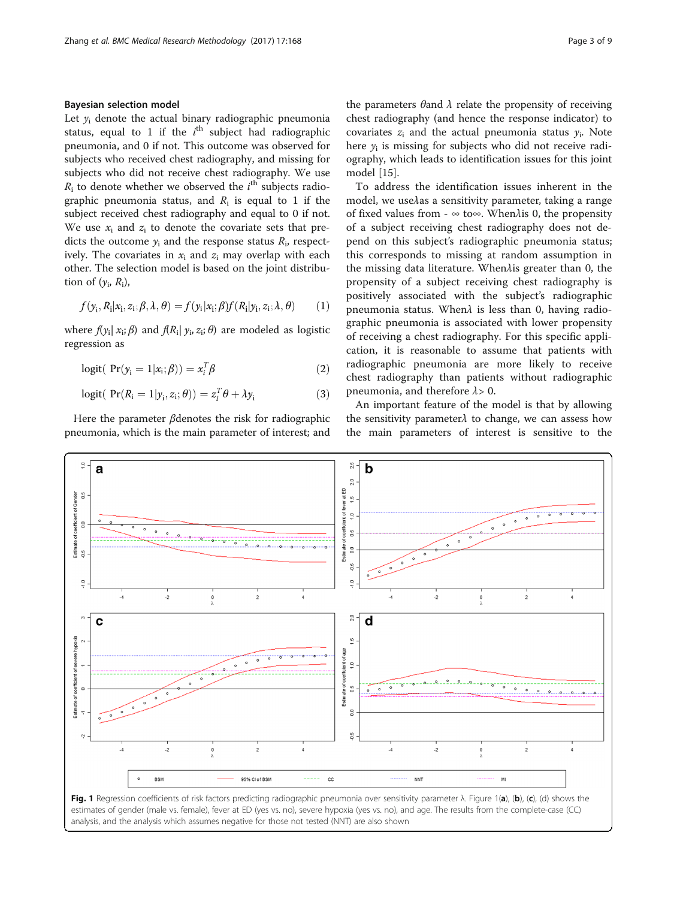### Bayesian selection model

Let $y_i$ denote the actual binary radiographic pneumonia status, equal to 1 if the $i^{th}$ subject had radiographic pneumonia, and 0 if not. This outcome was observed for subjects who received chest radiography, and missing for subjects who did not receive chest radiography. We use $R_i$ to denote whether we observed the $i^{th}$ subjects radiographic pneumonia status, and $R_i$ is equal to 1 if the subject received chest radiography and equal to 0 if not. We use $x_i$ and $z_i$ to denote the covariate sets that predicts the outcome $y_i$ and the response status $R_i$, respectively. The covariates in $x_i$ and $z_i$ may overlap with each other. The selection model is based on the joint distribution of $(y_i, R_i)$,

$$f(y_i, R_i | x_i, z_i; \beta, \lambda, \theta) = f(y_i | x_i; \beta) f(R_i | y_i, z_i; \lambda, \theta) \tag{1}$$

where $f(y_i | x_i; \beta)$ and $f(R_i | y_i, z_i; \theta)$ are modeled as logistic regression as

$$\text{logit}(\Pr(y_i = 1 | x_i; \beta)) = x_i^T \beta \tag{2}$$

$$\text{logit}(\Pr(R_i = 1 | y_i, z_i; \theta)) = z_i^T \theta + \lambda y_i \tag{3}$$

Here the parameter $\beta$ denotes the risk for radiographic pneumonia, which is the main parameter of interest; and the parameters $\theta$ and $\lambda$ relate the propensity of receiving chest radiography (and hence the response indicator) to covariates $z_i$ and the actual pneumonia status $y_i$. Note here $y_i$ is missing for subjects who did not receive radiography, which leads to identification issues for this joint model [15].

To address the identification issues inherent in the model, we use $\lambda$ as a sensitivity parameter, taking a range of fixed values from $-\infty$ to $\infty$. When $\lambda$ is 0, the propensity of a subject receiving chest radiography does not depend on this subject's radiographic pneumonia status; this corresponds to missing at random assumption in the missing data literature. When $\lambda$ is greater than 0, the propensity of a subject receiving chest radiography is positively associated with the subject's radiographic pneumonia status. When $\lambda$ is less than 0, having radiographic pneumonia is associated with lower propensity of receiving a chest radiography. For this specific application, it is reasonable to assume that patients with radiographic pneumonia are more likely to receive chest radiography than patients without radiographic pneumonia, and therefore $\lambda > 0$.

An important feature of the model is that by allowing the sensitivity parameter $\lambda$ to change, we can assess how the main parameters of interest is sensitive to the

**Fig. 1** Regression coefficients of risk factors predicting radiographic pneumonia over sensitivity parameter λ. Figure 1(**a**), (**b**), (**c**), (d) shows the estimates of gender (male vs. female), fever at ED (yes vs. no), severe hypoxia (yes vs. no), and age. The results from the complete-case (CC) analysis, and the analysis which assumes negative for those not tested (NNT) are also shown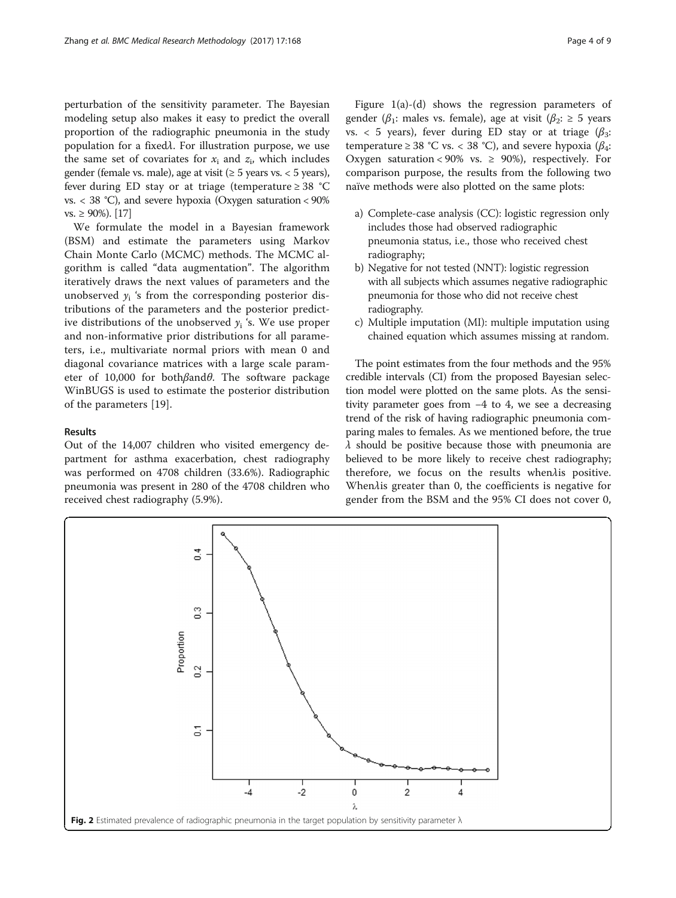perturbation of the sensitivity parameter. The Bayesian modeling setup also makes it easy to predict the overall proportion of the radiographic pneumonia in the study population for a fixed $\lambda$. For illustration purpose, we use the same set of covariates for $x_i$ and $z_i$, which includes gender (female vs. male), age at visit (≥ 5 years vs. < 5 years), fever during ED stay or at triage (temperature ≥ 38 °C vs. < 38 °C), and severe hypoxia (Oxygen saturation < 90% vs. ≥ 90%). [17]

We formulate the model in a Bayesian framework (BSM) and estimate the parameters using Markov Chain Monte Carlo (MCMC) methods. The MCMC algorithm is called "data augmentation". The algorithm iteratively draws the next values of parameters and the unobserved $y_i$ 's from the corresponding posterior distributions of the parameters and the posterior predictive distributions of the unobserved $y_i$ 's. We use proper and non-informative prior distributions for all parameters, i.e., multivariate normal priors with mean 0 and diagonal covariance matrices with a large scale parameter of 10,000 for both $\beta$ and $\theta$. The software package WinBUGS is used to estimate the posterior distribution of the parameters [19].

## Results

Out of the 14,007 children who visited emergency department for asthma exacerbation, chest radiography was performed on 4708 children (33.6%). Radiographic pneumonia was present in 280 of the 4708 children who received chest radiography (5.9%).

Figure 1(a)-(d) shows the regression parameters of gender ($\beta_1$: males vs. female), age at visit ($\beta_2$: ≥ 5 years vs. < 5 years), fever during ED stay or at triage ($\beta_3$: temperature ≥ 38 °C vs. < 38 °C), and severe hypoxia ($\beta_4$: Oxygen saturation < 90% vs. ≥ 90%), respectively. For comparison purpose, the results from the following two naïve methods were also plotted on the same plots:

a) Complete-case analysis (CC): logistic regression only includes those had observed radiographic pneumonia status, i.e., those who received chest radiography;
b) Negative for not tested (NNT): logistic regression with all subjects which assumes negative radiographic pneumonia for those who did not receive chest radiography.
c) Multiple imputation (MI): multiple imputation using chained equation which assumes missing at random.

The point estimates from the four methods and the 95% credible intervals (CI) from the proposed Bayesian selection model were plotted on the same plots. As the sensitivity parameter goes from −4 to 4, we see a decreasing trend of the risk of having radiographic pneumonia comparing males to females. As we mentioned before, the true $\lambda$ should be positive because those with pneumonia are believed to be more likely to receive chest radiography; therefore, we focus on the results when $\lambda$ is positive. When $\lambda$ is greater than 0, the coefficients is negative for gender from the BSM and the 95% CI does not cover 0,

**Fig. 2** Estimated prevalence of radiographic pneumonia in the target population by sensitivity parameter λ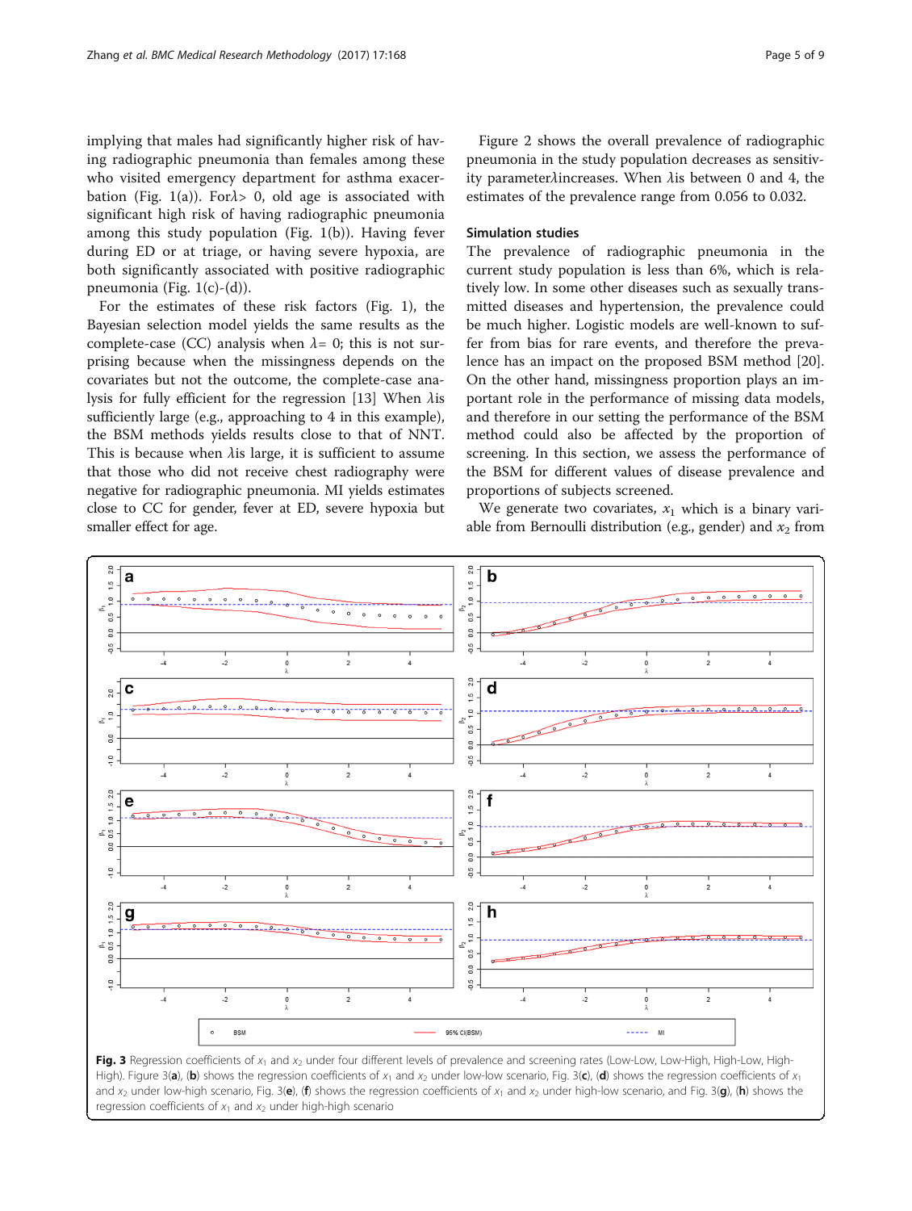implying that males had significantly higher risk of having radiographic pneumonia than females among these who visited emergency department for asthma exacerbation (Fig. 1(a)). For $\lambda > 0$, old age is associated with significant high risk of having radiographic pneumonia among this study population (Fig. 1(b)). Having fever during ED or at triage, or having severe hypoxia, are both significantly associated with positive radiographic pneumonia (Fig. 1(c)-(d)).

For the estimates of these risk factors (Fig. 1), the Bayesian selection model yields the same results as the complete-case (CC) analysis when $\lambda = 0$; this is not surprising because when the missingness depends on the covariates but not the outcome, the complete-case analysis for fully efficient for the regression [13] When $\lambda$ is sufficiently large (e.g., approaching to 4 in this example), the BSM methods yields results close to that of NNT. This is because when $\lambda$ is large, it is sufficient to assume that those who did not receive chest radiography were negative for radiographic pneumonia. MI yields estimates close to CC for gender, fever at ED, severe hypoxia but smaller effect for age.

Figure 2 shows the overall prevalence of radiographic pneumonia in the study population decreases as sensitivity parameter $\lambda$ increases. When $\lambda$ is between 0 and 4, the estimates of the prevalence range from 0.056 to 0.032.

### Simulation studies

The prevalence of radiographic pneumonia in the current study population is less than 6%, which is relatively low. In some other diseases such as sexually transmitted diseases and hypertension, the prevalence could be much higher. Logistic models are well-known to suffer from bias for rare events, and therefore the prevalence has an impact on the proposed BSM method [20]. On the other hand, missingness proportion plays an important role in the performance of missing data models, and therefore in our setting the performance of the BSM method could also be affected by the proportion of screening. In this section, we assess the performance of the BSM for different values of disease prevalence and proportions of subjects screened.

We generate two covariates, $x_1$ which is a binary variable from Bernoulli distribution (e.g., gender) and $x_2$ from

**Fig. 3** Regression coefficients of $x_1$ and $x_2$ under four different levels of prevalence and screening rates (Low-Low, Low-High, High-Low, High-High). Figure 3(**a**), (**b**) shows the regression coefficients of $x_1$ and $x_2$ under low-low scenario, Fig. 3(**c**), (**d**) shows the regression coefficients of $x_1$ and $x_2$ under low-high scenario, Fig. 3(**e**), (**f**) shows the regression coefficients of $x_1$ and $x_2$ under high-low scenario, and Fig. 3(**g**), (**h**) shows the regression coefficients of $x_1$ and $x_2$ under high-high scenario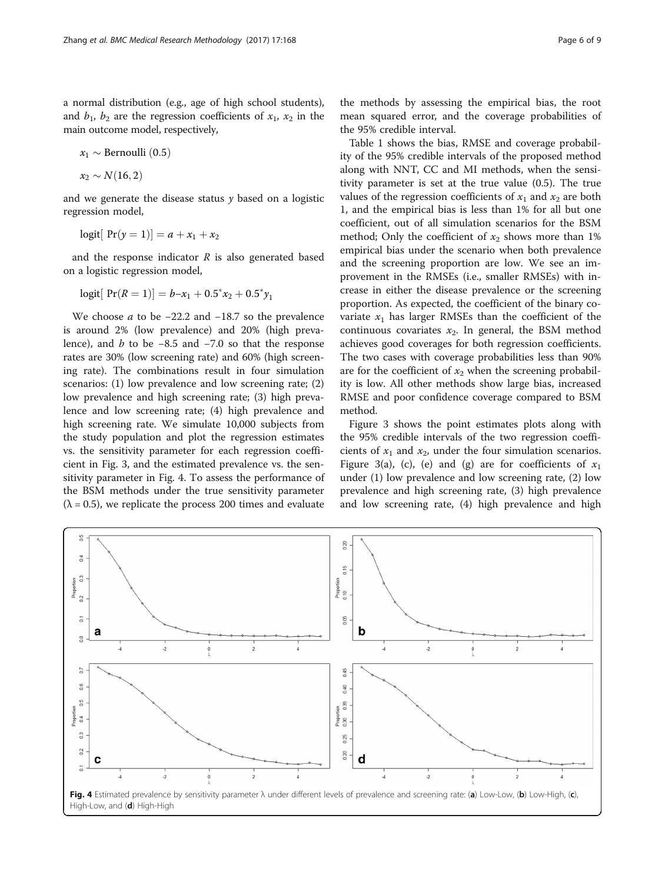a normal distribution (e.g., age of high school students), and $b_1$, $b_2$ are the regression coefficients of $x_1$, $x_2$ in the main outcome model, respectively,

$$x_1 \sim \text{Bernoulli}\ (0.5)$$

$$x_2 \sim N(16, 2)$$

and we generate the disease status $y$ based on a logistic regression model,

$$\text{logit}[\ \Pr(y = 1)] = a + x_1 + x_2$$

and the response indicator $R$ is also generated based on a logistic regression model,

$$\text{logit}[\ \Pr(R = 1)] = b - x_1 + 0.5^* x_2 + 0.5^* y_1$$

We choose $a$ to be −22.2 and −18.7 so the prevalence is around 2% (low prevalence) and 20% (high prevalence), and $b$ to be −8.5 and −7.0 so that the response rates are 30% (low screening rate) and 60% (high screening rate). The combinations result in four simulation scenarios: (1) low prevalence and low screening rate; (2) low prevalence and high screening rate; (3) high prevalence and low screening rate; (4) high prevalence and high screening rate. We simulate 10,000 subjects from the study population and plot the regression estimates vs. the sensitivity parameter for each regression coefficient in Fig. 3, and the estimated prevalence vs. the sensitivity parameter in Fig. 4. To assess the performance of the BSM methods under the true sensitivity parameter ($\lambda = 0.5$), we replicate the process 200 times and evaluate the methods by assessing the empirical bias, the root mean squared error, and the coverage probabilities of the 95% credible interval.

Table 1 shows the bias, RMSE and coverage probability of the 95% credible intervals of the proposed method along with NNT, CC and MI methods, when the sensitivity parameter is set at the true value (0.5). The true values of the regression coefficients of $x_1$ and $x_2$ are both 1, and the empirical bias is less than 1% for all but one coefficient, out of all simulation scenarios for the BSM method; Only the coefficient of $x_2$ shows more than 1% empirical bias under the scenario when both prevalence and the screening proportion are low. We see an improvement in the RMSEs (i.e., smaller RMSEs) with increase in either the disease prevalence or the screening proportion. As expected, the coefficient of the binary covariate $x_1$ has larger RMSEs than the coefficient of the continuous covariates $x_2$. In general, the BSM method achieves good coverages for both regression coefficients. The two cases with coverage probabilities less than 90% are for the coefficient of $x_2$ when the screening probability is low. All other methods show large bias, increased RMSE and poor confidence coverage compared to BSM method.

Figure 3 shows the point estimates plots along with the 95% credible intervals of the two regression coefficients of $x_1$ and $x_2$, under the four simulation scenarios. Figure 3(a), (c), (e) and (g) are for coefficients of $x_1$ under (1) low prevalence and low screening rate, (2) low prevalence and high screening rate, (3) high prevalence and low screening rate, (4) high prevalence and high

**Fig. 4** Estimated prevalence by sensitivity parameter λ under different levels of prevalence and screening rate: (**a**) Low-Low, (**b**) Low-High, (**c**), High-Low, and (**d**) High-High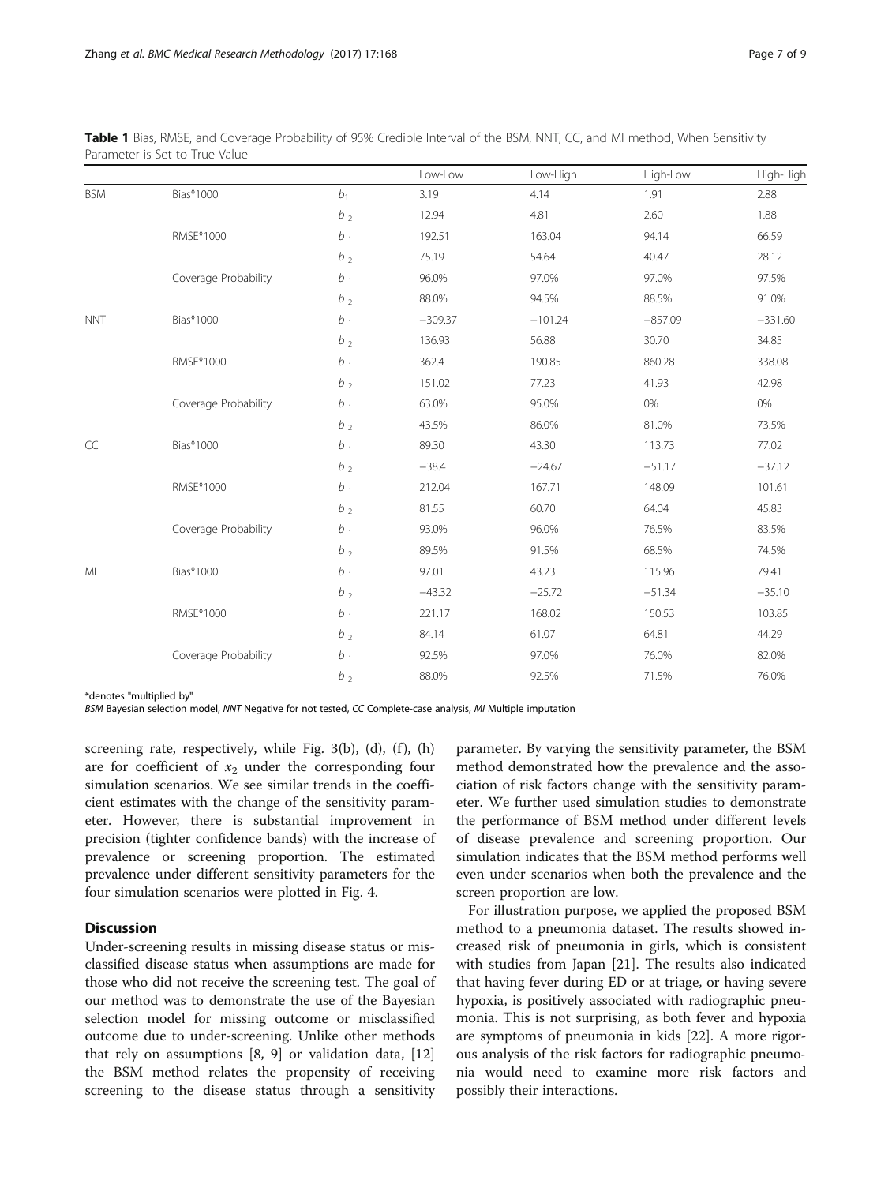**Table 1** Bias, RMSE, and Coverage Probability of 95% Credible Interval of the BSM, NNT, CC, and MI method, When Sensitivity Parameter is Set to True Value

| | | | Low-Low | Low-High | High-Low | High-High |
|---|---|---|---|---|---|---|
| BSM | Bias*1000 | $b_1$ | 3.19 | 4.14 | 1.91 | 2.88 |
| | | $b_2$ | 12.94 | 4.81 | 2.60 | 1.88 |
| | RMSE*1000 | $b_1$ | 192.51 | 163.04 | 94.14 | 66.59 |
| | | $b_2$ | 75.19 | 54.64 | 40.47 | 28.12 |
| | Coverage Probability | $b_1$ | 96.0% | 97.0% | 97.0% | 97.5% |
| | | $b_2$ | 88.0% | 94.5% | 88.5% | 91.0% |
| NNT | Bias*1000 | $b_1$ | −309.37 | −101.24 | −857.09 | −331.60 |
| | | $b_2$ | 136.93 | 56.88 | 30.70 | 34.85 |
| | RMSE*1000 | $b_1$ | 362.4 | 190.85 | 860.28 | 338.08 |
| | | $b_2$ | 151.02 | 77.23 | 41.93 | 42.98 |
| | Coverage Probability | $b_1$ | 63.0% | 95.0% | 0% | 0% |
| | | $b_2$ | 43.5% | 86.0% | 81.0% | 73.5% |
| CC | Bias*1000 | $b_1$ | 89.30 | 43.30 | 113.73 | 77.02 |
| | | $b_2$ | −38.4 | −24.67 | −51.17 | −37.12 |
| | RMSE*1000 | $b_1$ | 212.04 | 167.71 | 148.09 | 101.61 |
| | | $b_2$ | 81.55 | 60.70 | 64.04 | 45.83 |
| | Coverage Probability | $b_1$ | 93.0% | 96.0% | 76.5% | 83.5% |
| | | $b_2$ | 89.5% | 91.5% | 68.5% | 74.5% |
| MI | Bias*1000 | $b_1$ | 97.01 | 43.23 | 115.96 | 79.41 |
| | | $b_2$ | −43.32 | −25.72 | −51.34 | −35.10 |
| | RMSE*1000 | $b_1$ | 221.17 | 168.02 | 150.53 | 103.85 |
| | | $b_2$ | 84.14 | 61.07 | 64.81 | 44.29 |
| | Coverage Probability | $b_1$ | 92.5% | 97.0% | 76.0% | 82.0% |
| | | $b_2$ | 88.0% | 92.5% | 71.5% | 76.0% |

*denotes "multiplied by"

*BSM* Bayesian selection model, *NNT* Negative for not tested, *CC* Complete-case analysis, *MI* Multiple imputation

screening rate, respectively, while Fig. 3(b), (d), (f), (h) are for coefficient of $x_2$ under the corresponding four simulation scenarios. We see similar trends in the coefficient estimates with the change of the sensitivity parameter. However, there is substantial improvement in precision (tighter confidence bands) with the increase of prevalence or screening proportion. The estimated prevalence under different sensitivity parameters for the four simulation scenarios were plotted in Fig. 4.

## Discussion

Under-screening results in missing disease status or misclassified disease status when assumptions are made for those who did not receive the screening test. The goal of our method was to demonstrate the use of the Bayesian selection model for missing outcome or misclassified outcome due to under-screening. Unlike other methods that rely on assumptions [8, 9] or validation data, [12] the BSM method relates the propensity of receiving screening to the disease status through a sensitivity parameter. By varying the sensitivity parameter, the BSM method demonstrated how the prevalence and the association of risk factors change with the sensitivity parameter. We further used simulation studies to demonstrate the performance of BSM method under different levels of disease prevalence and screening proportion. Our simulation indicates that the BSM method performs well even under scenarios when both the prevalence and the screen proportion are low.

For illustration purpose, we applied the proposed BSM method to a pneumonia dataset. The results showed increased risk of pneumonia in girls, which is consistent with studies from Japan [21]. The results also indicated that having fever during ED or at triage, or having severe hypoxia, is positively associated with radiographic pneumonia. This is not surprising, as both fever and hypoxia are symptoms of pneumonia in kids [22]. A more rigorous analysis of the risk factors for radiographic pneumonia would need to examine more risk factors and possibly their interactions.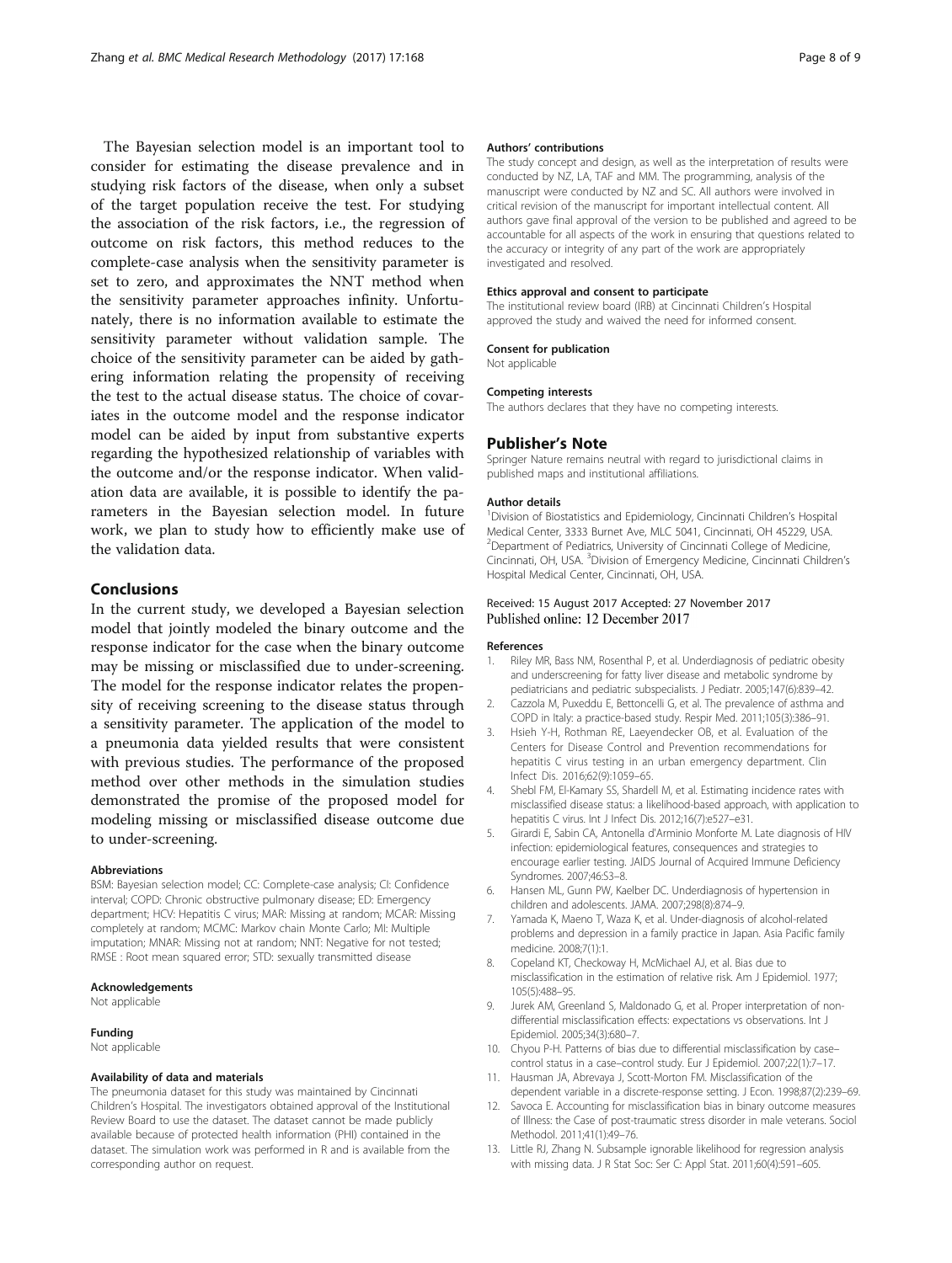The Bayesian selection model is an important tool to consider for estimating the disease prevalence and in studying risk factors of the disease, when only a subset of the target population receive the test. For studying the association of the risk factors, i.e., the regression of outcome on risk factors, this method reduces to the complete-case analysis when the sensitivity parameter is set to zero, and approximates the NNT method when the sensitivity parameter approaches infinity. Unfortunately, there is no information available to estimate the sensitivity parameter without validation sample. The choice of the sensitivity parameter can be aided by gathering information relating the propensity of receiving the test to the actual disease status. The choice of covariates in the outcome model and the response indicator model can be aided by input from substantive experts regarding the hypothesized relationship of variables with the outcome and/or the response indicator. When validation data are available, it is possible to identify the parameters in the Bayesian selection model. In future work, we plan to study how to efficiently make use of the validation data.

## Conclusions

In the current study, we developed a Bayesian selection model that jointly modeled the binary outcome and the response indicator for the case when the binary outcome may be missing or misclassified due to under-screening. The model for the response indicator relates the propensity of receiving screening to the disease status through a sensitivity parameter. The application of the model to a pneumonia data yielded results that were consistent with previous studies. The performance of the proposed method over other methods in the simulation studies demonstrated the promise of the proposed model for modeling missing or misclassified disease outcome due to under-screening.

#### Abbreviations

BSM: Bayesian selection model; CC: Complete-case analysis; CI: Confidence interval; COPD: Chronic obstructive pulmonary disease; ED: Emergency department; HCV: Hepatitis C virus; MAR: Missing at random; MCAR: Missing completely at random; MCMC: Markov chain Monte Carlo; MI: Multiple imputation; MNAR: Missing not at random; NNT: Negative for not tested; RMSE : Root mean squared error; STD: sexually transmitted disease

#### Acknowledgements

Not applicable

#### Funding

Not applicable

#### Availability of data and materials

The pneumonia dataset for this study was maintained by Cincinnati Children's Hospital. The investigators obtained approval of the Institutional Review Board to use the dataset. The dataset cannot be made publicly available because of protected health information (PHI) contained in the dataset. The simulation work was performed in R and is available from the corresponding author on request.

#### Authors' contributions

The study concept and design, as well as the interpretation of results were conducted by NZ, LA, TAF and MM. The programming, analysis of the manuscript were conducted by NZ and SC. All authors were involved in critical revision of the manuscript for important intellectual content. All authors gave final approval of the version to be published and agreed to be accountable for all aspects of the work in ensuring that questions related to the accuracy or integrity of any part of the work are appropriately investigated and resolved.

#### Ethics approval and consent to participate

The institutional review board (IRB) at Cincinnati Children's Hospital approved the study and waived the need for informed consent.

#### Consent for publication

Not applicable

#### Competing interests

The authors declares that they have no competing interests.

## Publisher's Note

Springer Nature remains neutral with regard to jurisdictional claims in published maps and institutional affiliations.

#### Author details

[1]Division of Biostatistics and Epidemiology, Cincinnati Children's Hospital Medical Center, 3333 Burnet Ave, MLC 5041, Cincinnati, OH 45229, USA. [2]Department of Pediatrics, University of Cincinnati College of Medicine, Cincinnati, OH, USA. [3]Division of Emergency Medicine, Cincinnati Children's Hospital Medical Center, Cincinnati, OH, USA.

Received: 15 August 2017 Accepted: 27 November 2017
Published online: 12 December 2017

#### References

1. Riley MR, Bass NM, Rosenthal P, et al. Underdiagnosis of pediatric obesity and underscreening for fatty liver disease and metabolic syndrome by pediatricians and pediatric subspecialists. J Pediatr. 2005;147(6):839–42.
2. Cazzola M, Puxeddu E, Bettoncelli G, et al. The prevalence of asthma and COPD in Italy: a practice-based study. Respir Med. 2011;105(3):386–91.
3. Hsieh Y-H, Rothman RE, Laeyendecker OB, et al. Evaluation of the Centers for Disease Control and Prevention recommendations for hepatitis C virus testing in an urban emergency department. Clin Infect Dis. 2016;62(9):1059–65.
4. Shebl FM, El-Kamary SS, Shardell M, et al. Estimating incidence rates with misclassified disease status: a likelihood-based approach, with application to hepatitis C virus. Int J Infect Dis. 2012;16(7):e527–e31.
5. Girardi E, Sabin CA, Antonella d'Arminio Monforte M. Late diagnosis of HIV infection: epidemiological features, consequences and strategies to encourage earlier testing. JAIDS Journal of Acquired Immune Deficiency Syndromes. 2007;46:S3–8.
6. Hansen ML, Gunn PW, Kaelber DC. Underdiagnosis of hypertension in children and adolescents. JAMA. 2007;298(8):874–9.
7. Yamada K, Maeno T, Waza K, et al. Under-diagnosis of alcohol-related problems and depression in a family practice in Japan. Asia Pacific family medicine. 2008;7(1):1.
8. Copeland KT, Checkoway H, McMichael AJ, et al. Bias due to misclassification in the estimation of relative risk. Am J Epidemiol. 1977; 105(5):488–95.
9. Jurek AM, Greenland S, Maldonado G, et al. Proper interpretation of non-differential misclassification effects: expectations vs observations. Int J Epidemiol. 2005;34(3):680–7.
10. Chyou P-H. Patterns of bias due to differential misclassification by case–control status in a case–control study. Eur J Epidemiol. 2007;22(1):7–17.
11. Hausman JA, Abrevaya J, Scott-Morton FM. Misclassification of the dependent variable in a discrete-response setting. J Econ. 1998;87(2):239–69.
12. Savoca E. Accounting for misclassification bias in binary outcome measures of Illness: the Case of post-traumatic stress disorder in male veterans. Sociol Methodol. 2011;41(1):49–76.
13. Little RJ, Zhang N. Subsample ignorable likelihood for regression analysis with missing data. J R Stat Soc: Ser C: Appl Stat. 2011;60(4):591–605.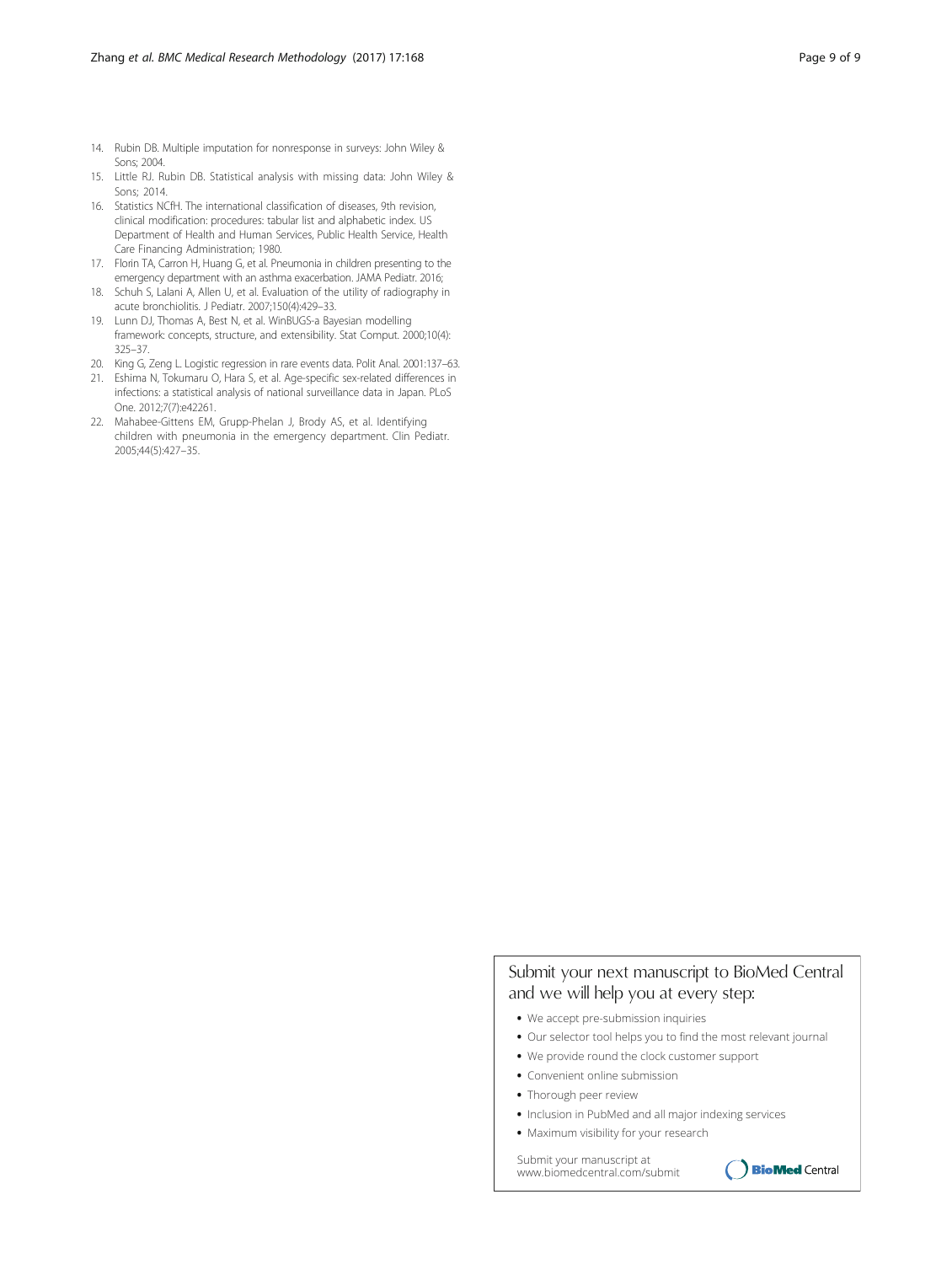14. Rubin DB. Multiple imputation for nonresponse in surveys: John Wiley & Sons; 2004.
15. Little RJ. Rubin DB. Statistical analysis with missing data: John Wiley & Sons; 2014.
16. Statistics NCfH. The international classification of diseases, 9th revision, clinical modification: procedures: tabular list and alphabetic index. US Department of Health and Human Services, Public Health Service, Health Care Financing Administration; 1980.
17. Florin TA, Carron H, Huang G, et al. Pneumonia in children presenting to the emergency department with an asthma exacerbation. JAMA Pediatr. 2016;
18. Schuh S, Lalani A, Allen U, et al. Evaluation of the utility of radiography in acute bronchiolitis. J Pediatr. 2007;150(4):429–33.
19. Lunn DJ, Thomas A, Best N, et al. WinBUGS-a Bayesian modelling framework: concepts, structure, and extensibility. Stat Comput. 2000;10(4): 325–37.
20. King G, Zeng L. Logistic regression in rare events data. Polit Anal. 2001:137–63.
21. Eshima N, Tokumaru O, Hara S, et al. Age-specific sex-related differences in infections: a statistical analysis of national surveillance data in Japan. PLoS One. 2012;7(7):e42261.
22. Mahabee-Gittens EM, Grupp-Phelan J, Brody AS, et al. Identifying children with pneumonia in the emergency department. Clin Pediatr. 2005;44(5):427–35.

Submit your next manuscript to BioMed Central and we will help you at every step:

- We accept pre-submission inquiries
- Our selector tool helps you to find the most relevant journal
- We provide round the clock customer support
- Convenient online submission
- Thorough peer review
- Inclusion in PubMed and all major indexing services
- Maximum visibility for your research

Submit your manuscript at
www.biomedcentral.com/submit

BioMed Central